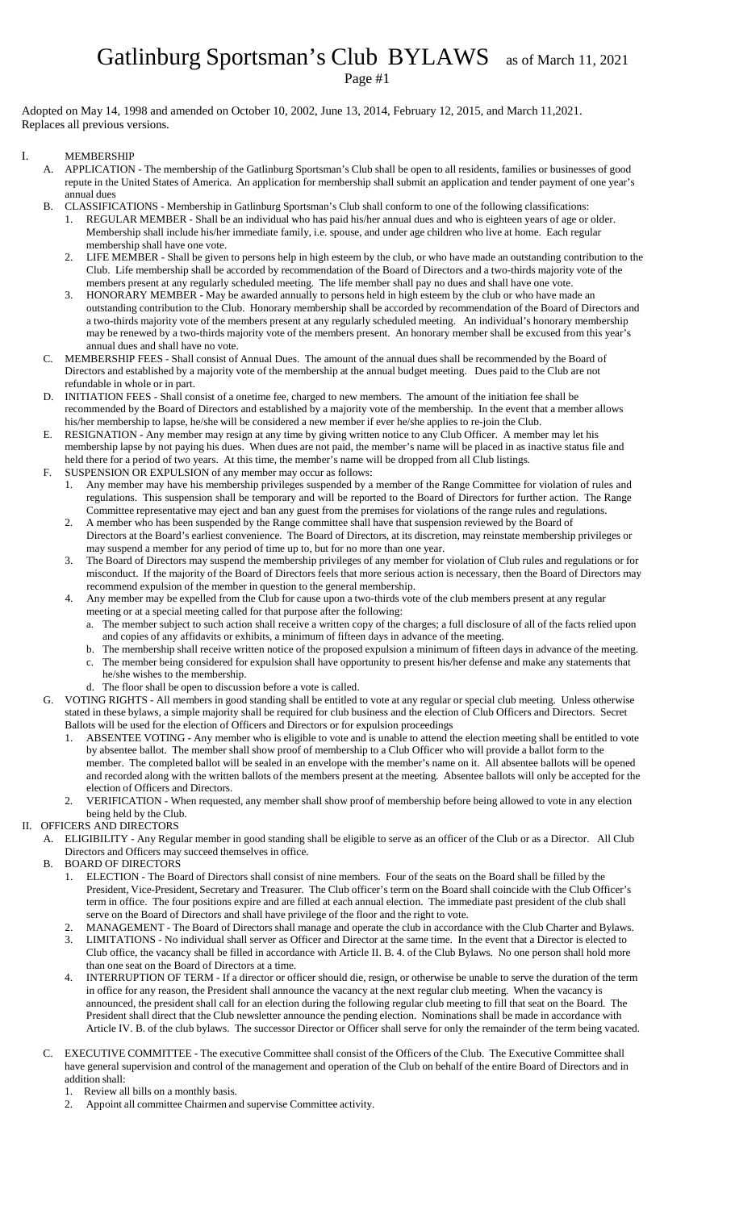# Gatlinburg Sportsman's Club BYLAWS as of March 11, 2021

Adopted on May 14, 1998 and amended on October 10, 2002, June 13, 2014, February 12, 2015, and March 11,2021. Replaces all previous versions.

I. MEMBERSHIP

A. APPLICATION - The membership of the Gatlinburg Sportsman's Club shall be open to all residents, families or businesses of good repute in the United States of America. An application for membership shall submit an application and tender payment of one year's annual dues

B. CLASSIFICATIONS - Membership in Gatlinburg Sportsman's Club shall conform to one of the following classifications:

1. REGULAR MEMBER - Shall be an individual who has paid his/her annual dues and who is eighteen years of age or older. Membership shall include his/her immediate family, i.e. spouse, and under age children who live at home. Each regular membership shall have one vote.
2. LIFE MEMBER - Shall be given to persons help in high esteem by the club, or who have made an outstanding contribution to the Club. Life membership shall be accorded by recommendation of the Board of Directors and a two-thirds majority vote of the members present at any regularly scheduled meeting. The life member shall pay no dues and shall have one vote.
3. HONORARY MEMBER - May be awarded annually to persons held in high esteem by the club or who have made an outstanding contribution to the Club. Honorary membership shall be accorded by recommendation of the Board of Directors and a two-thirds majority vote of the members present at any regularly scheduled meeting. An individual's honorary membership may be renewed by a two-thirds majority vote of the members present. An honorary member shall be excused from this year's annual dues and shall have no vote.

C. MEMBERSHIP FEES - Shall consist of Annual Dues. The amount of the annual dues shall be recommended by the Board of Directors and established by a majority vote of the membership at the annual budget meeting. Dues paid to the Club are not refundable in whole or in part.

D. INITIATION FEES - Shall consist of a onetime fee, charged to new members. The amount of the initiation fee shall be recommended by the Board of Directors and established by a majority vote of the membership. In the event that a member allows his/her membership to lapse, he/she will be considered a new member if ever he/she applies to re-join the Club.

E. RESIGNATION - Any member may resign at any time by giving written notice to any Club Officer. A member may let his membership lapse by not paying his dues. When dues are not paid, the member's name will be placed in as inactive status file and held there for a period of two years. At this time, the member's name will be dropped from all Club listings.

F. SUSPENSION OR EXPULSION of any member may occur as follows:

1. Any member may have his membership privileges suspended by a member of the Range Committee for violation of rules and regulations. This suspension shall be temporary and will be reported to the Board of Directors for further action. The Range Committee representative may eject and ban any guest from the premises for violations of the range rules and regulations.
2. A member who has been suspended by the Range committee shall have that suspension reviewed by the Board of Directors at the Board's earliest convenience. The Board of Directors, at its discretion, may reinstate membership privileges or may suspend a member for any period of time up to, but for no more than one year.
3. The Board of Directors may suspend the membership privileges of any member for violation of Club rules and regulations or for misconduct. If the majority of the Board of Directors feels that more serious action is necessary, then the Board of Directors may recommend expulsion of the member in question to the general membership.
4. Any member may be expelled from the Club for cause upon a two-thirds vote of the club members present at any regular meeting or at a special meeting called for that purpose after the following:
   a. The member subject to such action shall receive a written copy of the charges; a full disclosure of all of the facts relied upon and copies of any affidavits or exhibits, a minimum of fifteen days in advance of the meeting.
   b. The membership shall receive written notice of the proposed expulsion a minimum of fifteen days in advance of the meeting.
   c. The member being considered for expulsion shall have opportunity to present his/her defense and make any statements that he/she wishes to the membership.
   d. The floor shall be open to discussion before a vote is called.

G. VOTING RIGHTS - All members in good standing shall be entitled to vote at any regular or special club meeting. Unless otherwise stated in these bylaws, a simple majority shall be required for club business and the election of Club Officers and Directors. Secret Ballots will be used for the election of Officers and Directors or for expulsion proceedings

1. ABSENTEE VOTING - Any member who is eligible to vote and is unable to attend the election meeting shall be entitled to vote by absentee ballot. The member shall show proof of membership to a Club Officer who will provide a ballot form to the member. The completed ballot will be sealed in an envelope with the member's name on it. All absentee ballots will be opened and recorded along with the written ballots of the members present at the meeting. Absentee ballots will only be accepted for the election of Officers and Directors.
2. VERIFICATION - When requested, any member shall show proof of membership before being allowed to vote in any election being held by the Club.

II. OFFICERS AND DIRECTORS

A. ELIGIBILITY - Any Regular member in good standing shall be eligible to serve as an officer of the Club or as a Director. All Club Directors and Officers may succeed themselves in office.

B. BOARD OF DIRECTORS

1. ELECTION - The Board of Directors shall consist of nine members. Four of the seats on the Board shall be filled by the President, Vice-President, Secretary and Treasurer. The Club officer's term on the Board shall coincide with the Club Officer's term in office. The four positions expire and are filled at each annual election. The immediate past president of the club shall serve on the Board of Directors and shall have privilege of the floor and the right to vote.
2. MANAGEMENT - The Board of Directors shall manage and operate the club in accordance with the Club Charter and Bylaws.
3. LIMITATIONS - No individual shall server as Officer and Director at the same time. In the event that a Director is elected to Club office, the vacancy shall be filled in accordance with Article II. B. 4. of the Club Bylaws. No one person shall hold more than one seat on the Board of Directors at a time.
4. INTERRUPTION OF TERM - If a director or officer should die, resign, or otherwise be unable to serve the duration of the term in office for any reason, the President shall announce the vacancy at the next regular club meeting. When the vacancy is announced, the president shall call for an election during the following regular club meeting to fill that seat on the Board. The President shall direct that the Club newsletter announce the pending election. Nominations shall be made in accordance with Article IV. B. of the club bylaws. The successor Director or Officer shall serve for only the remainder of the term being vacated.

C. EXECUTIVE COMMITTEE - The executive Committee shall consist of the Officers of the Club. The Executive Committee shall have general supervision and control of the management and operation of the Club on behalf of the entire Board of Directors and in addition shall:

1. Review all bills on a monthly basis.
2. Appoint all committee Chairmen and supervise Committee activity.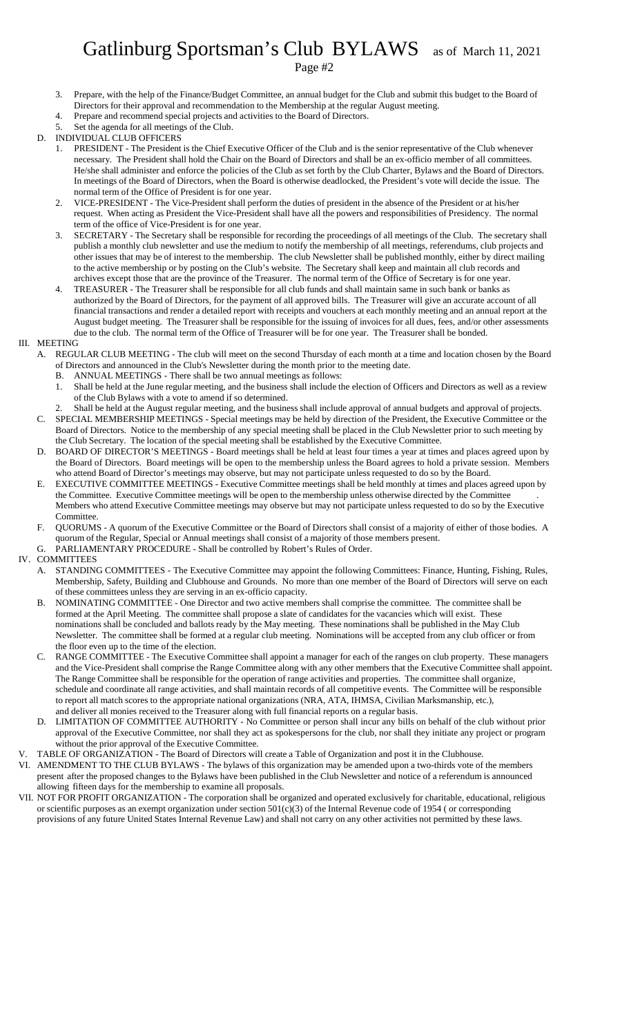3. Prepare, with the help of the Finance/Budget Committee, an annual budget for the Club and submit this budget to the Board of Directors for their approval and recommendation to the Membership at the regular August meeting.
4. Prepare and recommend special projects and activities to the Board of Directors.
5. Set the agenda for all meetings of the Club.

D. INDIVIDUAL CLUB OFFICERS

1. PRESIDENT - The President is the Chief Executive Officer of the Club and is the senior representative of the Club whenever necessary. The President shall hold the Chair on the Board of Directors and shall be an ex-officio member of all committees. He/she shall administer and enforce the policies of the Club as set forth by the Club Charter, Bylaws and the Board of Directors. In meetings of the Board of Directors, when the Board is otherwise deadlocked, the President's vote will decide the issue. The normal term of the Office of President is for one year.
2. VICE-PRESIDENT - The Vice-President shall perform the duties of president in the absence of the President or at his/her request. When acting as President the Vice-President shall have all the powers and responsibilities of Presidency. The normal term of the office of Vice-President is for one year.
3. SECRETARY - The Secretary shall be responsible for recording the proceedings of all meetings of the Club. The secretary shall publish a monthly club newsletter and use the medium to notify the membership of all meetings, referendums, club projects and other issues that may be of interest to the membership. The club Newsletter shall be published monthly, either by direct mailing to the active membership or by posting on the Club's website. The Secretary shall keep and maintain all club records and archives except those that are the province of the Treasurer. The normal term of the Office of Secretary is for one year.
4. TREASURER - The Treasurer shall be responsible for all club funds and shall maintain same in such bank or banks as authorized by the Board of Directors, for the payment of all approved bills. The Treasurer will give an accurate account of all financial transactions and render a detailed report with receipts and vouchers at each monthly meeting and an annual report at the August budget meeting. The Treasurer shall be responsible for the issuing of invoices for all dues, fees, and/or other assessments due to the club. The normal term of the Office of Treasurer will be for one year. The Treasurer shall be bonded.

III. MEETING

A. REGULAR CLUB MEETING - The club will meet on the second Thursday of each month at a time and location chosen by the Board of Directors and announced in the Club's Newsletter during the month prior to the meeting date.

B. ANNUAL MEETINGS - There shall be two annual meetings as follows:

1. Shall be held at the June regular meeting, and the business shall include the election of Officers and Directors as well as a review of the Club Bylaws with a vote to amend if so determined.
2. Shall be held at the August regular meeting, and the business shall include approval of annual budgets and approval of projects.

C. SPECIAL MEMBERSHIP MEETINGS - Special meetings may be held by direction of the President, the Executive Committee or the Board of Directors. Notice to the membership of any special meeting shall be placed in the Club Newsletter prior to such meeting by the Club Secretary. The location of the special meeting shall be established by the Executive Committee.

D. BOARD OF DIRECTOR'S MEETINGS - Board meetings shall be held at least four times a year at times and places agreed upon by the Board of Directors. Board meetings will be open to the membership unless the Board agrees to hold a private session. Members who attend Board of Director's meetings may observe, but may not participate unless requested to do so by the Board.

E. EXECUTIVE COMMITTEE MEETINGS - Executive Committee meetings shall be held monthly at times and places agreed upon by the Committee. Executive Committee meetings will be open to the membership unless otherwise directed by the Committee . Members who attend Executive Committee meetings may observe but may not participate unless requested to do so by the Executive Committee.

F. QUORUMS - A quorum of the Executive Committee or the Board of Directors shall consist of a majority of either of those bodies. A quorum of the Regular, Special or Annual meetings shall consist of a majority of those members present.

G. PARLIAMENTARY PROCEDURE - Shall be controlled by Robert's Rules of Order.

IV. COMMITTEES

A. STANDING COMMITTEES - The Executive Committee may appoint the following Committees: Finance, Hunting, Fishing, Rules, Membership, Safety, Building and Clubhouse and Grounds. No more than one member of the Board of Directors will serve on each of these committees unless they are serving in an ex-officio capacity.

B. NOMINATING COMMITTEE - One Director and two active members shall comprise the committee. The committee shall be formed at the April Meeting. The committee shall propose a slate of candidates for the vacancies which will exist. These nominations shall be concluded and ballots ready by the May meeting. These nominations shall be published in the May Club Newsletter. The committee shall be formed at a regular club meeting. Nominations will be accepted from any club officer or from the floor even up to the time of the election.

C. RANGE COMMITTEE - The Executive Committee shall appoint a manager for each of the ranges on club property. These managers and the Vice-President shall comprise the Range Committee along with any other members that the Executive Committee shall appoint. The Range Committee shall be responsible for the operation of range activities and properties. The committee shall organize, schedule and coordinate all range activities, and shall maintain records of all competitive events. The Committee will be responsible to report all match scores to the appropriate national organizations (NRA, ATA, IHMSA, Civilian Marksmanship, etc.), and deliver all monies received to the Treasurer along with full financial reports on a regular basis.

D. LIMITATION OF COMMITTEE AUTHORITY - No Committee or person shall incur any bills on behalf of the club without prior approval of the Executive Committee, nor shall they act as spokespersons for the club, nor shall they initiate any project or program without the prior approval of the Executive Committee.

V. TABLE OF ORGANIZATION - The Board of Directors will create a Table of Organization and post it in the Clubhouse.

VI. AMENDMENT TO THE CLUB BYLAWS - The bylaws of this organization may be amended upon a two-thirds vote of the members present after the proposed changes to the Bylaws have been published in the Club Newsletter and notice of a referendum is announced allowing fifteen days for the membership to examine all proposals.

VII. NOT FOR PROFIT ORGANIZATION - The corporation shall be organized and operated exclusively for charitable, educational, religious or scientific purposes as an exempt organization under section 501(c)(3) of the Internal Revenue code of 1954 ( or corresponding provisions of any future United States Internal Revenue Law) and shall not carry on any other activities not permitted by these laws.